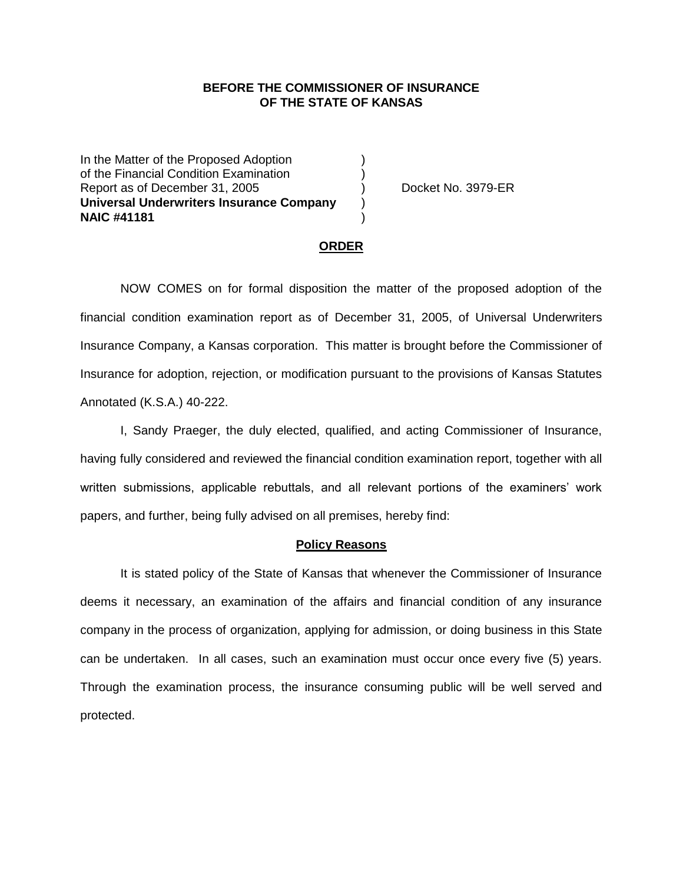**BEFORE THE COMMISSIONER OF INSURANCE**
**OF THE STATE OF KANSAS**

In the Matter of the Proposed Adoption )
of the Financial Condition Examination )
Report as of December 31, 2005 ) Docket No. 3979-ER
**Universal Underwriters Insurance Company** )
**NAIC #41181** )

## ORDER

NOW COMES on for formal disposition the matter of the proposed adoption of the financial condition examination report as of December 31, 2005, of Universal Underwriters Insurance Company, a Kansas corporation. This matter is brought before the Commissioner of Insurance for adoption, rejection, or modification pursuant to the provisions of Kansas Statutes Annotated (K.S.A.) 40-222.

I, Sandy Praeger, the duly elected, qualified, and acting Commissioner of Insurance, having fully considered and reviewed the financial condition examination report, together with all written submissions, applicable rebuttals, and all relevant portions of the examiners' work papers, and further, being fully advised on all premises, hereby find:

### Policy Reasons

It is stated policy of the State of Kansas that whenever the Commissioner of Insurance deems it necessary, an examination of the affairs and financial condition of any insurance company in the process of organization, applying for admission, or doing business in this State can be undertaken. In all cases, such an examination must occur once every five (5) years. Through the examination process, the insurance consuming public will be well served and protected.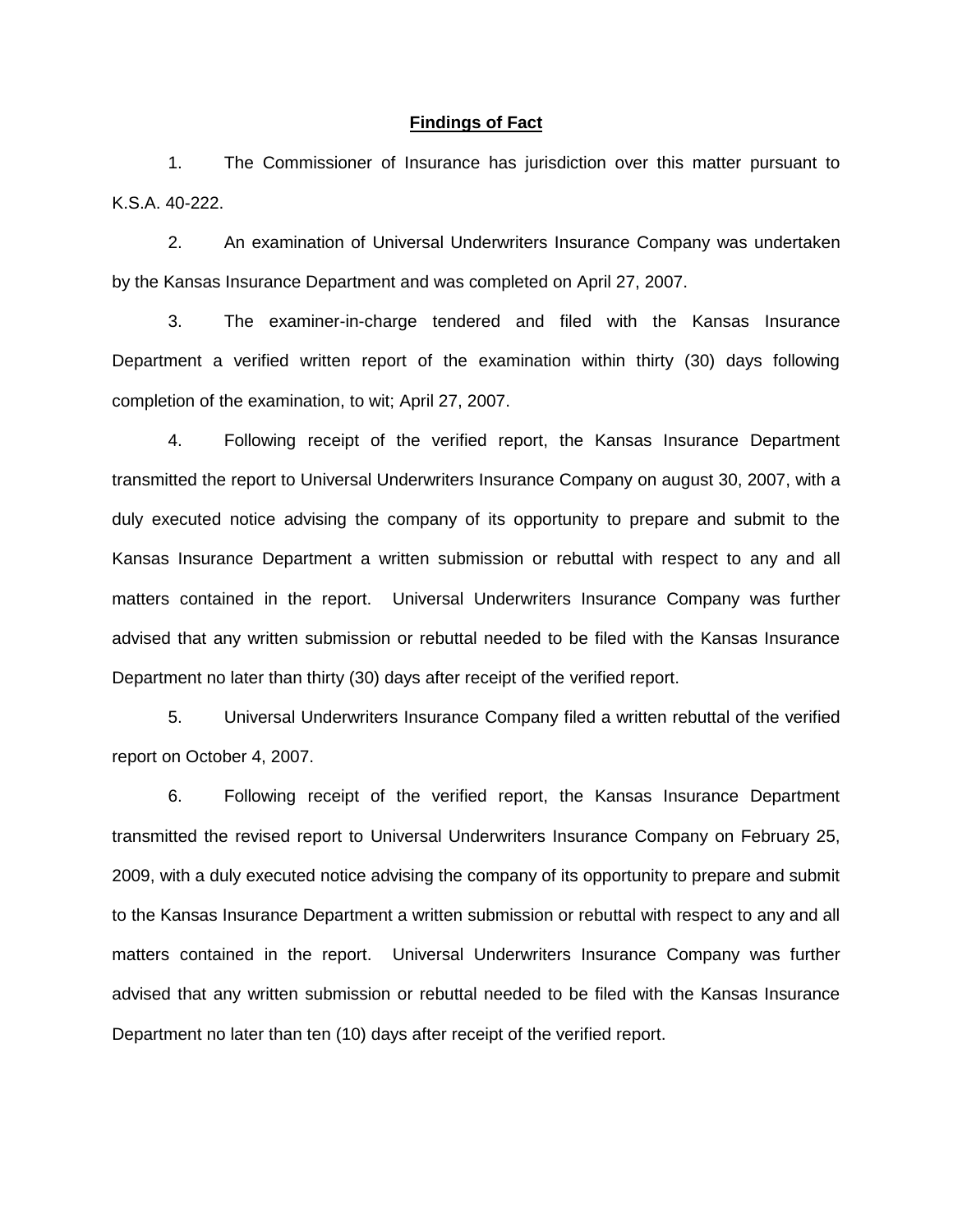## Findings of Fact

1. The Commissioner of Insurance has jurisdiction over this matter pursuant to K.S.A. 40-222.

2. An examination of Universal Underwriters Insurance Company was undertaken by the Kansas Insurance Department and was completed on April 27, 2007.

3. The examiner-in-charge tendered and filed with the Kansas Insurance Department a verified written report of the examination within thirty (30) days following completion of the examination, to wit; April 27, 2007.

4. Following receipt of the verified report, the Kansas Insurance Department transmitted the report to Universal Underwriters Insurance Company on august 30, 2007, with a duly executed notice advising the company of its opportunity to prepare and submit to the Kansas Insurance Department a written submission or rebuttal with respect to any and all matters contained in the report. Universal Underwriters Insurance Company was further advised that any written submission or rebuttal needed to be filed with the Kansas Insurance Department no later than thirty (30) days after receipt of the verified report.

5. Universal Underwriters Insurance Company filed a written rebuttal of the verified report on October 4, 2007.

6. Following receipt of the verified report, the Kansas Insurance Department transmitted the revised report to Universal Underwriters Insurance Company on February 25, 2009, with a duly executed notice advising the company of its opportunity to prepare and submit to the Kansas Insurance Department a written submission or rebuttal with respect to any and all matters contained in the report. Universal Underwriters Insurance Company was further advised that any written submission or rebuttal needed to be filed with the Kansas Insurance Department no later than ten (10) days after receipt of the verified report.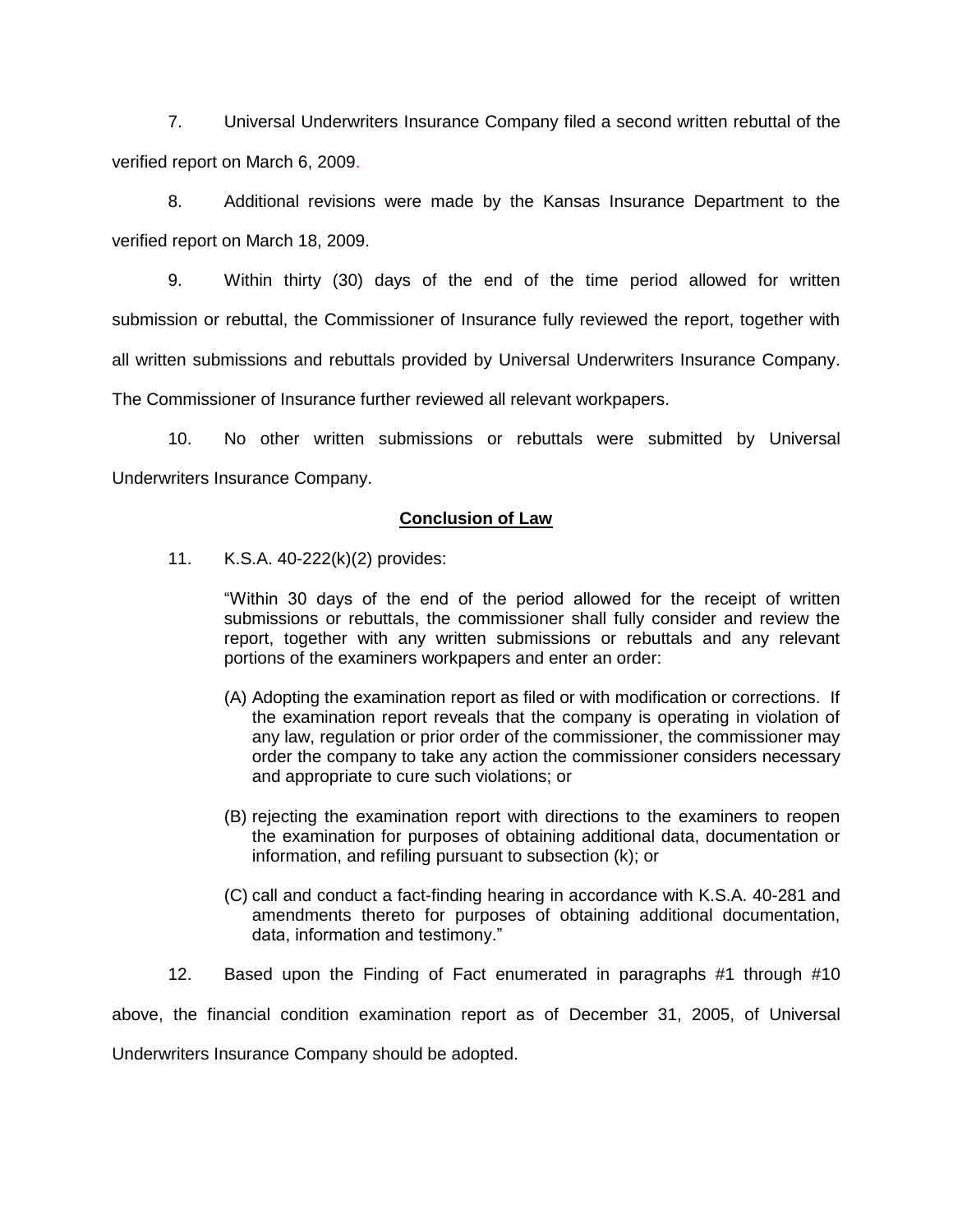7. Universal Underwriters Insurance Company filed a second written rebuttal of the verified report on March 6, 2009.

8. Additional revisions were made by the Kansas Insurance Department to the verified report on March 18, 2009.

9. Within thirty (30) days of the end of the time period allowed for written submission or rebuttal, the Commissioner of Insurance fully reviewed the report, together with all written submissions and rebuttals provided by Universal Underwriters Insurance Company. The Commissioner of Insurance further reviewed all relevant workpapers.

10. No other written submissions or rebuttals were submitted by Universal Underwriters Insurance Company.

## Conclusion of Law

11. K.S.A. 40-222(k)(2) provides:

> "Within 30 days of the end of the period allowed for the receipt of written submissions or rebuttals, the commissioner shall fully consider and review the report, together with any written submissions or rebuttals and any relevant portions of the examiners workpapers and enter an order:
>
> (A) Adopting the examination report as filed or with modification or corrections. If the examination report reveals that the company is operating in violation of any law, regulation or prior order of the commissioner, the commissioner may order the company to take any action the commissioner considers necessary and appropriate to cure such violations; or
>
> (B) rejecting the examination report with directions to the examiners to reopen the examination for purposes of obtaining additional data, documentation or information, and refiling pursuant to subsection (k); or
>
> (C) call and conduct a fact-finding hearing in accordance with K.S.A. 40-281 and amendments thereto for purposes of obtaining additional documentation, data, information and testimony."

12. Based upon the Finding of Fact enumerated in paragraphs #1 through #10 above, the financial condition examination report as of December 31, 2005, of Universal Underwriters Insurance Company should be adopted.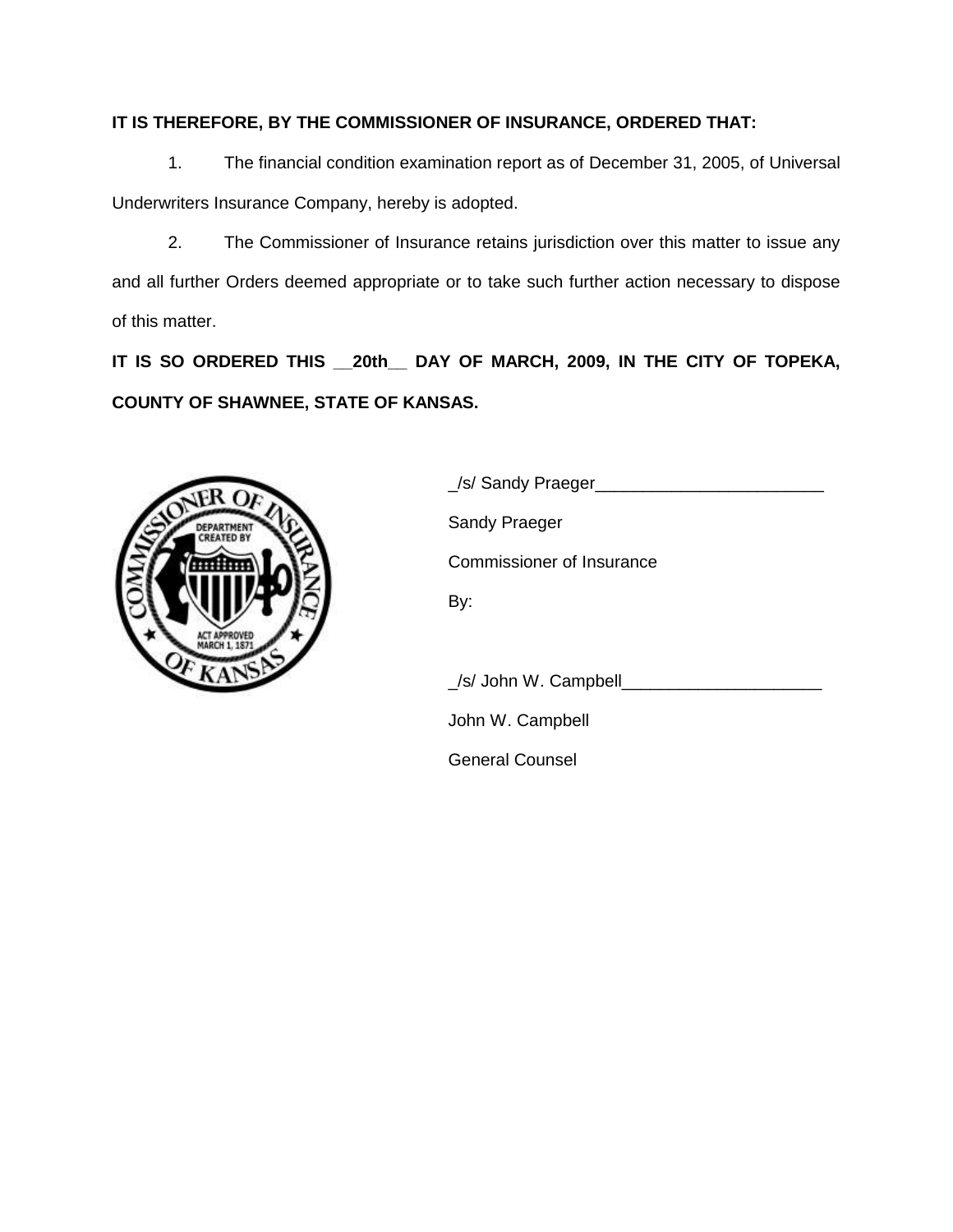**IT IS THEREFORE, BY THE COMMISSIONER OF INSURANCE, ORDERED THAT:**

1. The financial condition examination report as of December 31, 2005, of Universal Underwriters Insurance Company, hereby is adopted.

2. The Commissioner of Insurance retains jurisdiction over this matter to issue any and all further Orders deemed appropriate or to take such further action necessary to dispose of this matter.

**IT IS SO ORDERED THIS __20th__ DAY OF MARCH, 2009, IN THE CITY OF TOPEKA, COUNTY OF SHAWNEE, STATE OF KANSAS.**

_/s/ Sandy Praeger________________________

Sandy Praeger

Commissioner of Insurance

By:

_/s/ John W. Campbell_____________________

John W. Campbell

General Counsel